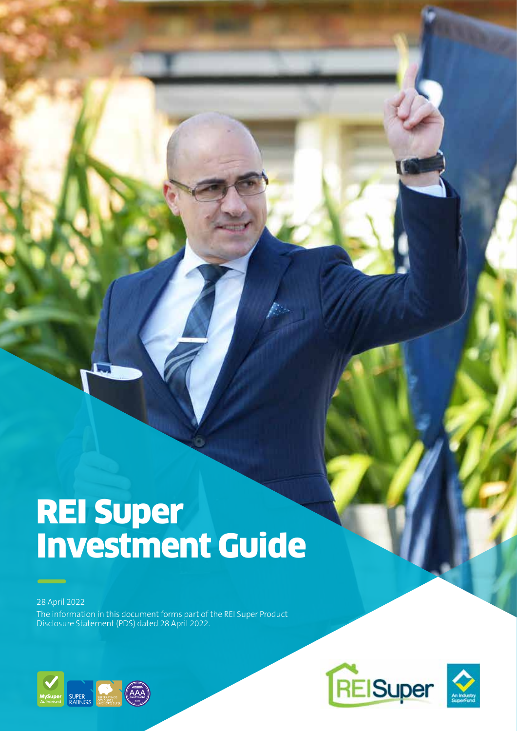# REI Super Investment Guide

28 April 2022

The information in this document forms part of the REI Super Product Disclosure Statement (PDS) dated 28 April 2022.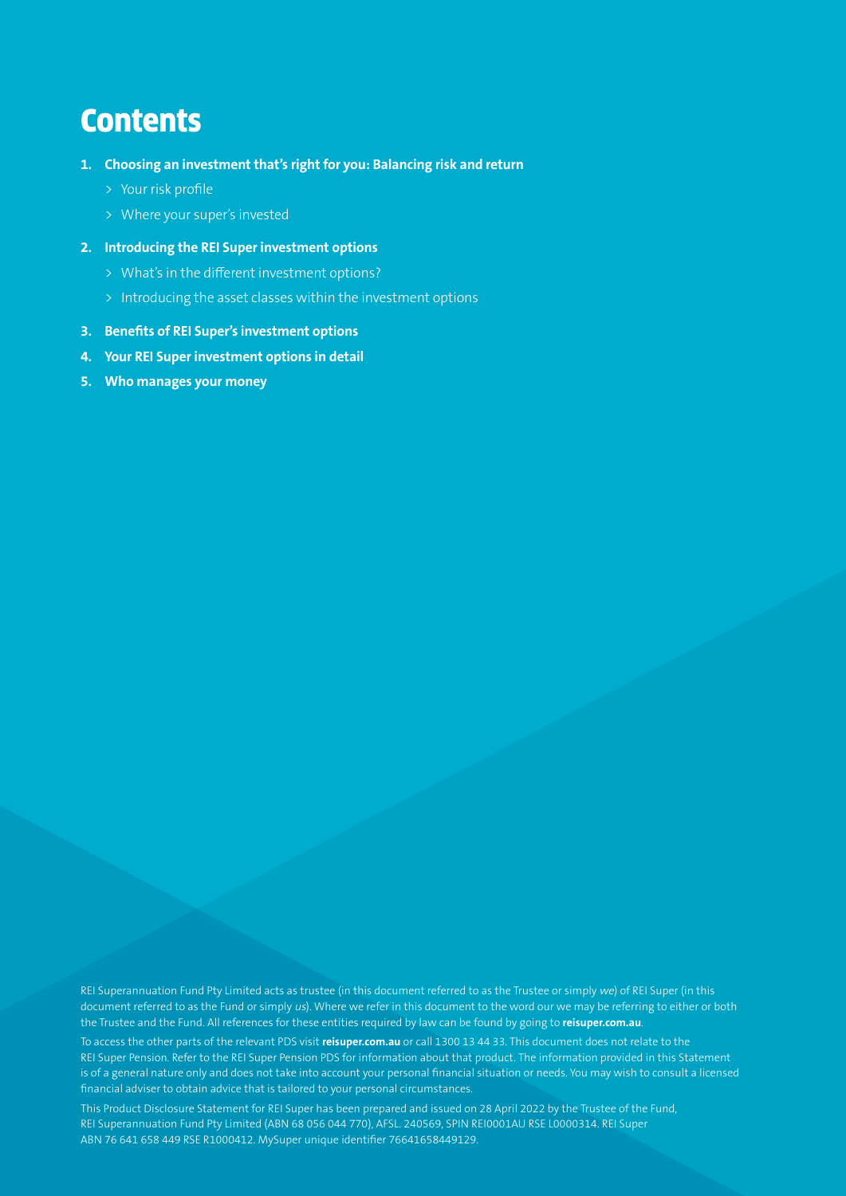# Contents

1. **Choosing an investment that's right for you: Balancing risk and return**
   > Your risk profile
   > Where your super's invested
2. **Introducing the REI Super investment options**
   > What's in the different investment options?
   > Introducing the asset classes within the investment options
3. **Benefits of REI Super's investment options**
4. **Your REI Super investment options in detail**
5. **Who manages your money**

REI Superannuation Fund Pty Limited acts as trustee (in this document referred to as the Trustee or simply *we*) of REI Super (in this document referred to as the Fund or simply *us*). Where we refer in this document to the word our we may be referring to either or both the Trustee and the Fund. All references for these entities required by law can be found by going to **reisuper.com.au**.

To access the other parts of the relevant PDS visit **reisuper.com.au** or call 1300 13 44 33. This document does not relate to the REI Super Pension. Refer to the REI Super Pension PDS for information about that product. The information provided in this Statement is of a general nature only and does not take into account your personal financial situation or needs. You may wish to consult a licensed financial adviser to obtain advice that is tailored to your personal circumstances.

This Product Disclosure Statement for REI Super has been prepared and issued on 28 April 2022 by the Trustee of the Fund, REI Superannuation Fund Pty Limited (ABN 68 056 044 770), AFSL. 240569, SPIN REI0001AU RSE L0000314. REI Super ABN 76 641 658 449 RSE R1000412. MySuper unique identifier 76641658449129.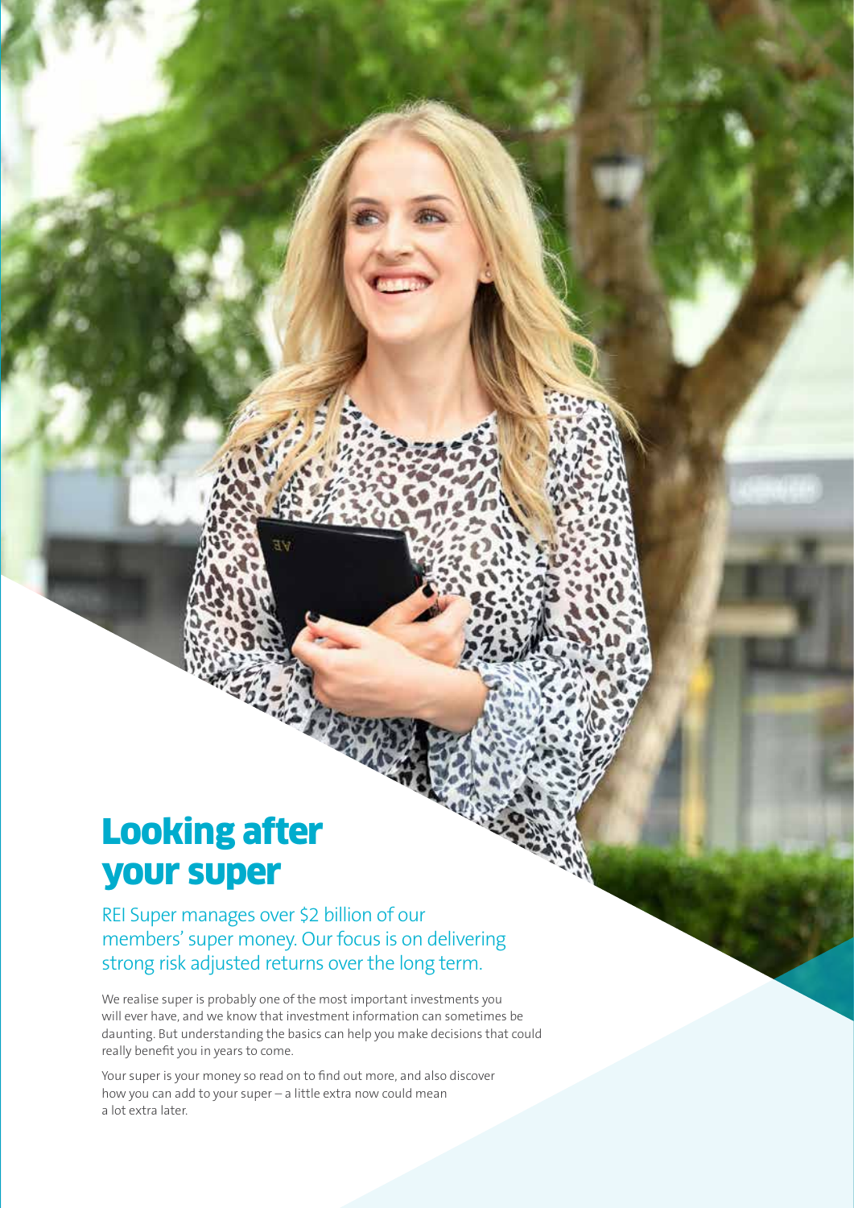# Looking after your super

REI Super manages over $2 billion of our members' super money. Our focus is on delivering strong risk adjusted returns over the long term.

We realise super is probably one of the most important investments you will ever have, and we know that investment information can sometimes be daunting. But understanding the basics can help you make decisions that could really benefit you in years to come.

Your super is your money so read on to find out more, and also discover how you can add to your super – a little extra now could mean a lot extra later.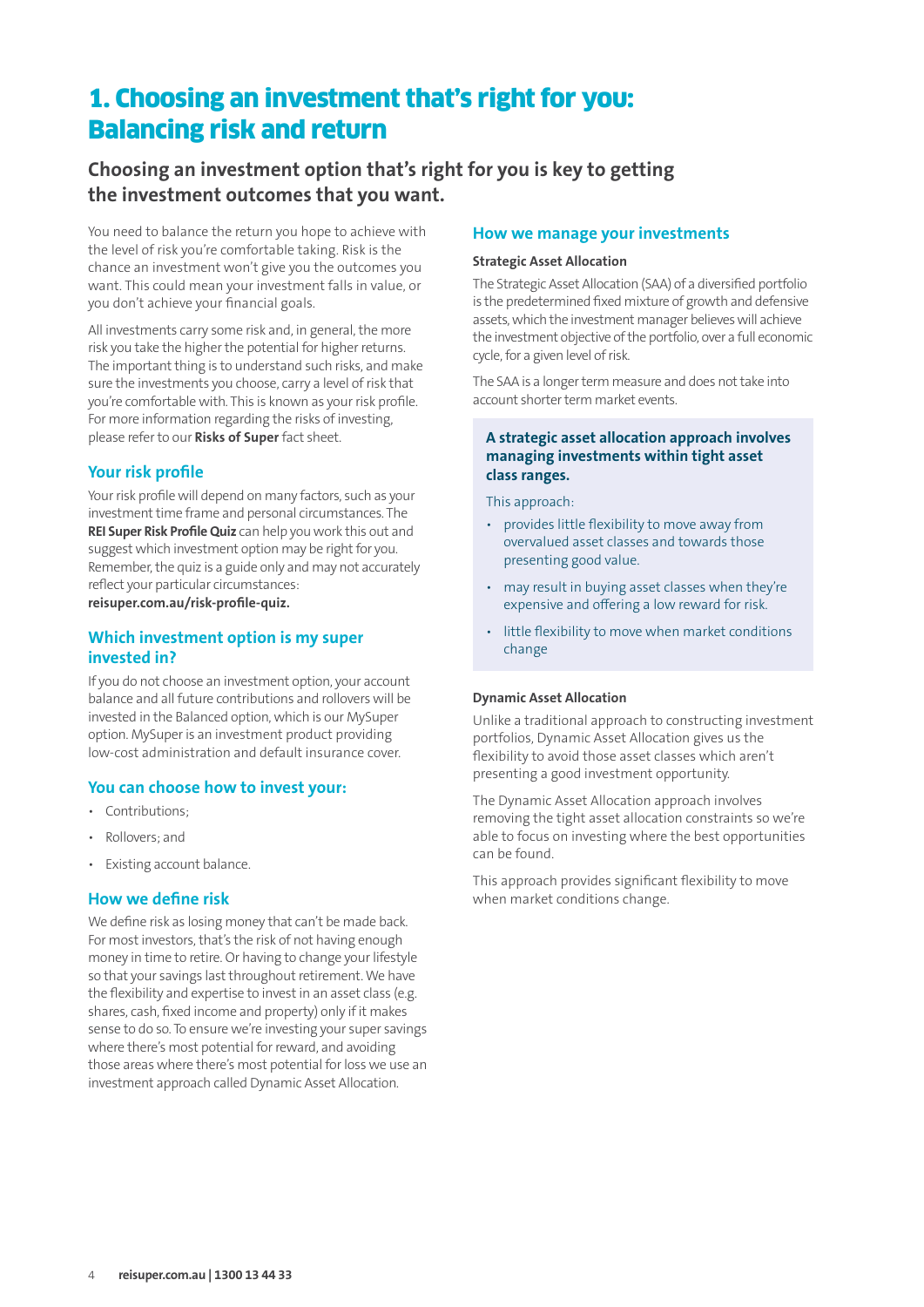# 1. Choosing an investment that's right for you: Balancing risk and return

## Choosing an investment option that's right for you is key to getting the investment outcomes that you want.

You need to balance the return you hope to achieve with the level of risk you're comfortable taking. Risk is the chance an investment won't give you the outcomes you want. This could mean your investment falls in value, or you don't achieve your financial goals.

All investments carry some risk and, in general, the more risk you take the higher the potential for higher returns. The important thing is to understand such risks, and make sure the investments you choose, carry a level of risk that you're comfortable with. This is known as your risk profile. For more information regarding the risks of investing, please refer to our **Risks of Super** fact sheet.

### Your risk profile

Your risk profile will depend on many factors, such as your investment time frame and personal circumstances. The **REI Super Risk Profile Quiz** can help you work this out and suggest which investment option may be right for you. Remember, the quiz is a guide only and may not accurately reflect your particular circumstances: **reisuper.com.au/risk-profile-quiz.**

### Which investment option is my super invested in?

If you do not choose an investment option, your account balance and all future contributions and rollovers will be invested in the Balanced option, which is our MySuper option. MySuper is an investment product providing low-cost administration and default insurance cover.

### You can choose how to invest your:

- Contributions;
- Rollovers; and
- Existing account balance.

### How we define risk

We define risk as losing money that can't be made back. For most investors, that's the risk of not having enough money in time to retire. Or having to change your lifestyle so that your savings last throughout retirement. We have the flexibility and expertise to invest in an asset class (e.g. shares, cash, fixed income and property) only if it makes sense to do so. To ensure we're investing your super savings where there's most potential for reward, and avoiding those areas where there's most potential for loss we use an investment approach called Dynamic Asset Allocation.

### How we manage your investments

#### Strategic Asset Allocation

The Strategic Asset Allocation (SAA) of a diversified portfolio is the predetermined fixed mixture of growth and defensive assets, which the investment manager believes will achieve the investment objective of the portfolio, over a full economic cycle, for a given level of risk.

The SAA is a longer term measure and does not take into account shorter term market events.

**A strategic asset allocation approach involves managing investments within tight asset class ranges.**

This approach:

- provides little flexibility to move away from overvalued asset classes and towards those presenting good value.
- may result in buying asset classes when they're expensive and offering a low reward for risk.
- little flexibility to move when market conditions change

#### Dynamic Asset Allocation

Unlike a traditional approach to constructing investment portfolios, Dynamic Asset Allocation gives us the flexibility to avoid those asset classes which aren't presenting a good investment opportunity.

The Dynamic Asset Allocation approach involves removing the tight asset allocation constraints so we're able to focus on investing where the best opportunities can be found.

This approach provides significant flexibility to move when market conditions change.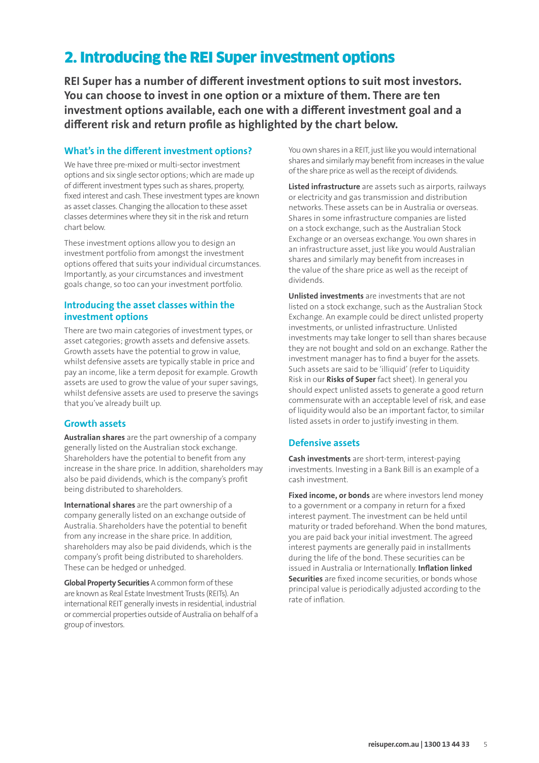# 2. Introducing the REI Super investment options

**REI Super has a number of different investment options to suit most investors. You can choose to invest in one option or a mixture of them. There are ten investment options available, each one with a different investment goal and a different risk and return profile as highlighted by the chart below.**

## What's in the different investment options?

We have three pre-mixed or multi-sector investment options and six single sector options; which are made up of different investment types such as shares, property, fixed interest and cash. These investment types are known as asset classes. Changing the allocation to these asset classes determines where they sit in the risk and return chart below.

These investment options allow you to design an investment portfolio from amongst the investment options offered that suits your individual circumstances. Importantly, as your circumstances and investment goals change, so too can your investment portfolio.

## Introducing the asset classes within the investment options

There are two main categories of investment types, or asset categories; growth assets and defensive assets. Growth assets have the potential to grow in value, whilst defensive assets are typically stable in price and pay an income, like a term deposit for example. Growth assets are used to grow the value of your super savings, whilst defensive assets are used to preserve the savings that you've already built up.

## Growth assets

**Australian shares** are the part ownership of a company generally listed on the Australian stock exchange. Shareholders have the potential to benefit from any increase in the share price. In addition, shareholders may also be paid dividends, which is the company's profit being distributed to shareholders.

**International shares** are the part ownership of a company generally listed on an exchange outside of Australia. Shareholders have the potential to benefit from any increase in the share price. In addition, shareholders may also be paid dividends, which is the company's profit being distributed to shareholders. These can be hedged or unhedged.

**Global Property Securities** A common form of these are known as Real Estate Investment Trusts (REITs). An international REIT generally invests in residential, industrial or commercial properties outside of Australia on behalf of a group of investors. You own shares in a REIT, just like you would international shares and similarly may benefit from increases in the value of the share price as well as the receipt of dividends.

**Listed infrastructure** are assets such as airports, railways or electricity and gas transmission and distribution networks. These assets can be in Australia or overseas. Shares in some infrastructure companies are listed on a stock exchange, such as the Australian Stock Exchange or an overseas exchange. You own shares in an infrastructure asset, just like you would Australian shares and similarly may benefit from increases in the value of the share price as well as the receipt of dividends.

**Unlisted investments** are investments that are not listed on a stock exchange, such as the Australian Stock Exchange. An example could be direct unlisted property investments, or unlisted infrastructure. Unlisted investments may take longer to sell than shares because they are not bought and sold on an exchange. Rather the investment manager has to find a buyer for the assets. Such assets are said to be 'illiquid' (refer to Liquidity Risk in our **Risks of Super** fact sheet). In general you should expect unlisted assets to generate a good return commensurate with an acceptable level of risk, and ease of liquidity would also be an important factor, to similar listed assets in order to justify investing in them.

## Defensive assets

**Cash investments** are short-term, interest-paying investments. Investing in a Bank Bill is an example of a cash investment.

**Fixed income, or bonds** are where investors lend money to a government or a company in return for a fixed interest payment. The investment can be held until maturity or traded beforehand. When the bond matures, you are paid back your initial investment. The agreed interest payments are generally paid in installments during the life of the bond. These securities can be issued in Australia or Internationally. **Inflation linked Securities** are fixed income securities, or bonds whose principal value is periodically adjusted according to the rate of inflation.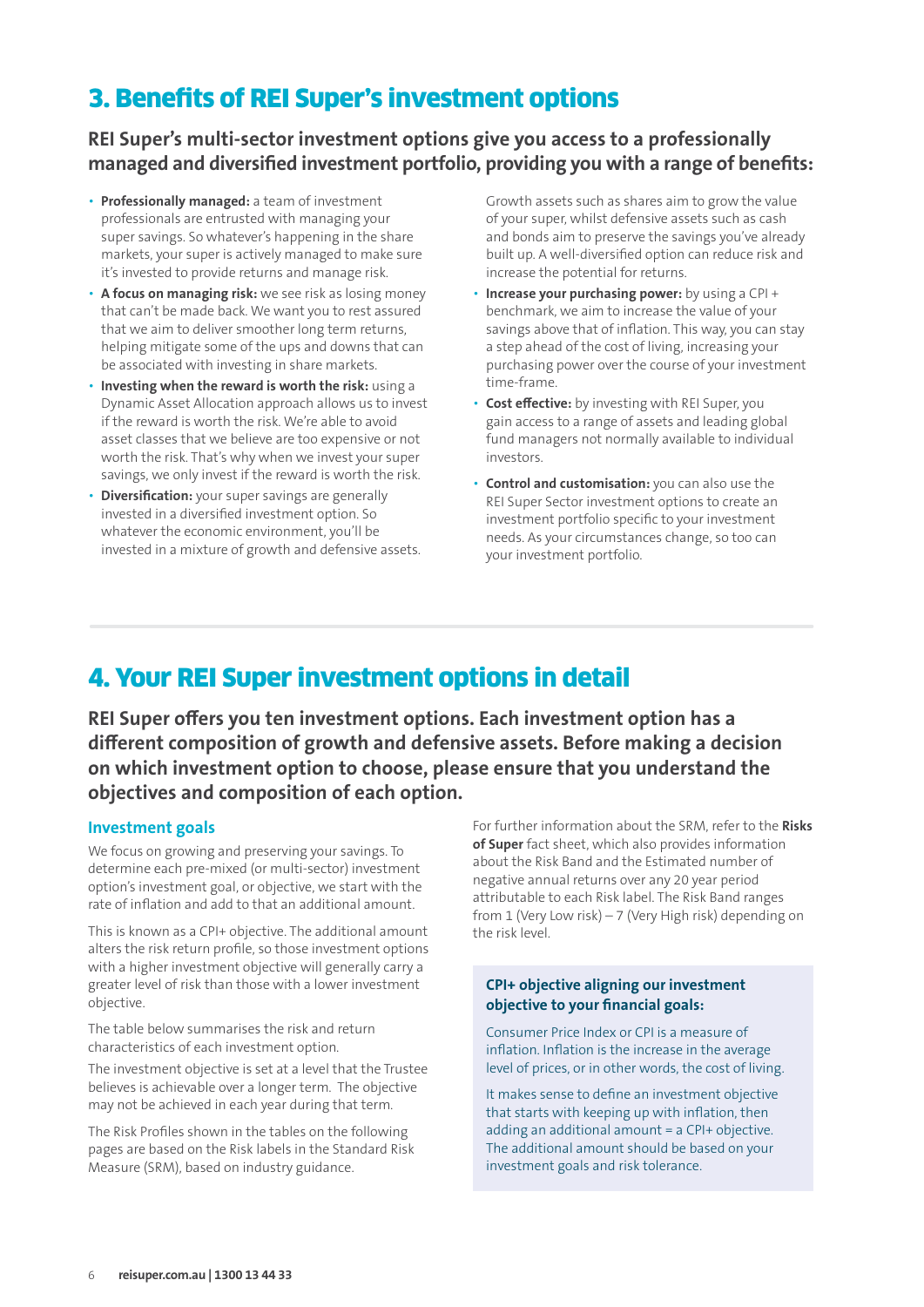# 3. Benefits of REI Super's investment options

**REI Super's multi-sector investment options give you access to a professionally managed and diversified investment portfolio, providing you with a range of benefits:**

- **Professionally managed:** a team of investment professionals are entrusted with managing your super savings. So whatever's happening in the share markets, your super is actively managed to make sure it's invested to provide returns and manage risk.
- **A focus on managing risk:** we see risk as losing money that can't be made back. We want you to rest assured that we aim to deliver smoother long term returns, helping mitigate some of the ups and downs that can be associated with investing in share markets.
- **Investing when the reward is worth the risk:** using a Dynamic Asset Allocation approach allows us to invest if the reward is worth the risk. We're able to avoid asset classes that we believe are too expensive or not worth the risk. That's why when we invest your super savings, we only invest if the reward is worth the risk.
- **Diversification:** your super savings are generally invested in a diversified investment option. So whatever the economic environment, you'll be invested in a mixture of growth and defensive assets. Growth assets such as shares aim to grow the value of your super, whilst defensive assets such as cash and bonds aim to preserve the savings you've already built up. A well-diversified option can reduce risk and increase the potential for returns.
- **Increase your purchasing power:** by using a CPI + benchmark, we aim to increase the value of your savings above that of inflation. This way, you can stay a step ahead of the cost of living, increasing your purchasing power over the course of your investment time-frame.
- **Cost effective:** by investing with REI Super, you gain access to a range of assets and leading global fund managers not normally available to individual investors.
- **Control and customisation:** you can also use the REI Super Sector investment options to create an investment portfolio specific to your investment needs. As your circumstances change, so too can your investment portfolio.

# 4. Your REI Super investment options in detail

**REI Super offers you ten investment options. Each investment option has a different composition of growth and defensive assets. Before making a decision on which investment option to choose, please ensure that you understand the objectives and composition of each option.**

## Investment goals

We focus on growing and preserving your savings. To determine each pre-mixed (or multi-sector) investment option's investment goal, or objective, we start with the rate of inflation and add to that an additional amount.

This is known as a CPI+ objective. The additional amount alters the risk return profile, so those investment options with a higher investment objective will generally carry a greater level of risk than those with a lower investment objective.

The table below summarises the risk and return characteristics of each investment option.

The investment objective is set at a level that the Trustee believes is achievable over a longer term. The objective may not be achieved in each year during that term.

The Risk Profiles shown in the tables on the following pages are based on the Risk labels in the Standard Risk Measure (SRM), based on industry guidance.

For further information about the SRM, refer to the **Risks of Super** fact sheet, which also provides information about the Risk Band and the Estimated number of negative annual returns over any 20 year period attributable to each Risk label. The Risk Band ranges from 1 (Very Low risk) – 7 (Very High risk) depending on the risk level.

**CPI+ objective aligning our investment objective to your financial goals:**

Consumer Price Index or CPI is a measure of inflation. Inflation is the increase in the average level of prices, or in other words, the cost of living.

It makes sense to define an investment objective that starts with keeping up with inflation, then adding an additional amount = a CPI+ objective. The additional amount should be based on your investment goals and risk tolerance.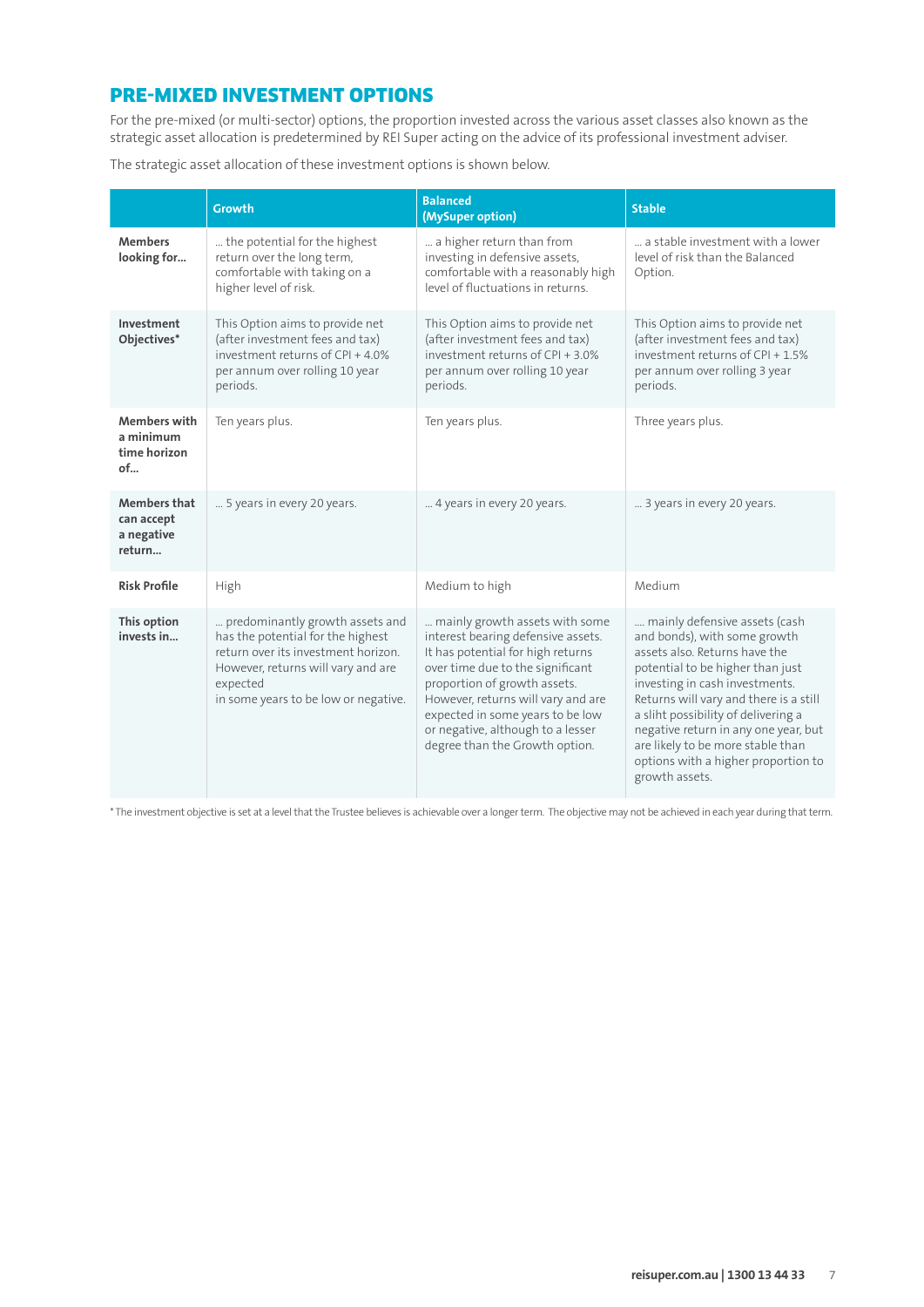## PRE-MIXED INVESTMENT OPTIONS

For the pre-mixed (or multi-sector) options, the proportion invested across the various asset classes also known as the strategic asset allocation is predetermined by REI Super acting on the advice of its professional investment adviser.

The strategic asset allocation of these investment options is shown below.

| | Growth | Balanced (MySuper option) | Stable |
|---|---|---|---|
| **Members looking for...** | ... the potential for the highest return over the long term, comfortable with taking on a higher level of risk. | ... a higher return than from investing in defensive assets, comfortable with a reasonably high level of fluctuations in returns. | ... a stable investment with a lower level of risk than the Balanced Option. |
| **Investment Objectives*** | This Option aims to provide net (after investment fees and tax) investment returns of CPI + 4.0% per annum over rolling 10 year periods. | This Option aims to provide net (after investment fees and tax) investment returns of CPI + 3.0% per annum over rolling 10 year periods. | This Option aims to provide net (after investment fees and tax) investment returns of CPI + 1.5% per annum over rolling 3 year periods. |
| **Members with a minimum time horizon of...** | Ten years plus. | Ten years plus. | Three years plus. |
| **Members that can accept a negative return...** | ... 5 years in every 20 years. | ... 4 years in every 20 years. | ... 3 years in every 20 years. |
| **Risk Profile** | High | Medium to high | Medium |
| **This option invests in...** | ... predominantly growth assets and has the potential for the highest return over its investment horizon. However, returns will vary and are expected in some years to be low or negative. | ... mainly growth assets with some interest bearing defensive assets. It has potential for high returns over time due to the significant proportion of growth assets. However, returns will vary and are expected in some years to be low or negative, although to a lesser degree than the Growth option. | .... mainly defensive assets (cash and bonds), with some growth assets also. Returns have the potential to be higher than just investing in cash investments. Returns will vary and there is a still a sliht possibility of delivering a negative return in any one year, but are likely to be more stable than options with a higher proportion to growth assets. |

* The investment objective is set at a level that the Trustee believes is achievable over a longer term. The objective may not be achieved in each year during that term.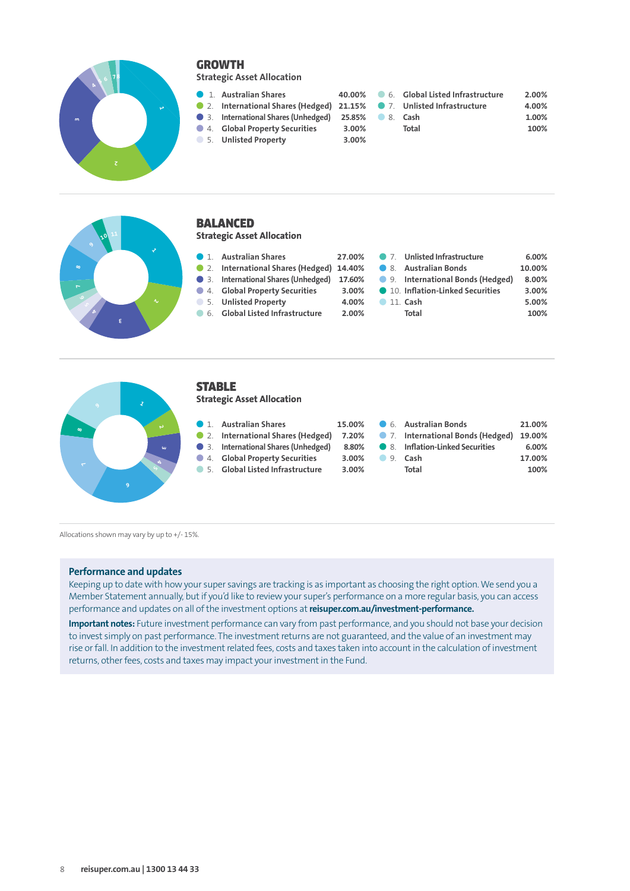## GROWTH

### Strategic Asset Allocation

| | Asset class | Allocation |
|---|---|---|
| 1. | Australian Shares | 40.00% |
| 2. | International Shares (Hedged) | 21.15% |
| 3. | International Shares (Unhedged) | 25.85% |
| 4. | Global Property Securities | 3.00% |
| 5. | Unlisted Property | 3.00% |
| 6. | Global Listed Infrastructure | 2.00% |
| 7. | Unlisted Infrastructure | 4.00% |
| 8. | Cash | 1.00% |
| | Total | 100% |

## BALANCED

### Strategic Asset Allocation

| | Asset class | Allocation |
|---|---|---|
| 1. | Australian Shares | 27.00% |
| 2. | International Shares (Hedged) | 14.40% |
| 3. | International Shares (Unhedged) | 17.60% |
| 4. | Global Property Securities | 3.00% |
| 5. | Unlisted Property | 4.00% |
| 6. | Global Listed Infrastructure | 2.00% |
| 7. | Unlisted Infrastructure | 6.00% |
| 8. | Australian Bonds | 10.00% |
| 9. | International Bonds (Hedged) | 8.00% |
| 10. | Inflation-Linked Securities | 3.00% |
| 11. | Cash | 5.00% |
| | Total | 100% |

## STABLE

### Strategic Asset Allocation

| | Asset class | Allocation |
|---|---|---|
| 1. | Australian Shares | 15.00% |
| 2. | International Shares (Hedged) | 7.20% |
| 3. | International Shares (Unhedged) | 8.80% |
| 4. | Global Property Securities | 3.00% |
| 5. | Global Listed Infrastructure | 3.00% |
| 6. | Australian Bonds | 21.00% |
| 7. | International Bonds (Hedged) | 19.00% |
| 8. | Inflation-Linked Securities | 6.00% |
| 9. | Cash | 17.00% |
| | Total | 100% |

Allocations shown may vary by up to +/- 15%.

### Performance and updates

Keeping up to date with how your super savings are tracking is as important as choosing the right option. We send you a Member Statement annually, but if you'd like to review your super's performance on a more regular basis, you can access performance and updates on all of the investment options at **reisuper.com.au/investment-performance.**

**Important notes:** Future investment performance can vary from past performance, and you should not base your decision to invest simply on past performance. The investment returns are not guaranteed, and the value of an investment may rise or fall. In addition to the investment related fees, costs and taxes taken into account in the calculation of investment returns, other fees, costs and taxes may impact your investment in the Fund.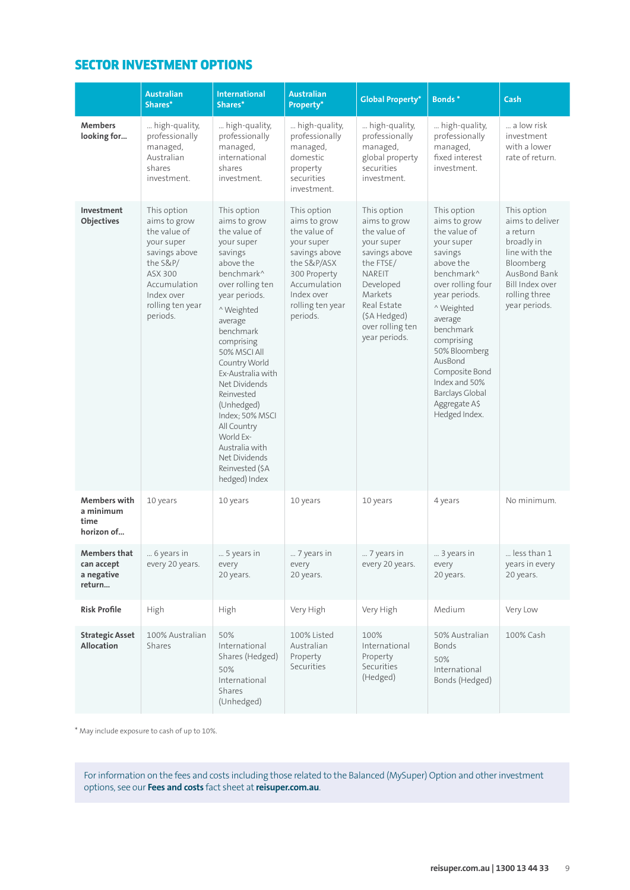## SECTOR INVESTMENT OPTIONS

| | Australian Shares* | International Shares* | Australian Property* | Global Property* | Bonds * | Cash |
|---|---|---|---|---|---|---|
| **Members looking for...** | ... high-quality, professionally managed, Australian shares investment. | ... high-quality, professionally managed, international shares investment. | ... high-quality, professionally managed, domestic property securities investment. | ... high-quality, professionally managed, global property securities investment. | ... high-quality, professionally managed, fixed interest investment. | ... a low risk investment with a lower rate of return. |
| **Investment Objectives** | This option aims to grow the value of your super savings above the S&P/ASX 300 Accumulation Index over rolling ten year periods. | This option aims to grow the value of your super savings above the benchmark^ over rolling ten year periods. ^ Weighted average benchmark comprising 50% MSCI All Country World Ex-Australia with Net Dividends Reinvested (Unhedged) Index; 50% MSCI All Country World Ex-Australia with Net Dividends Reinvested ($A hedged) Index | This option aims to grow the value of your super savings above the S&P/ASX 300 Property Accumulation Index over rolling ten year periods. | This option aims to grow the value of your super savings above the FTSE/NAREIT Developed Markets Real Estate ($A Hedged) over rolling ten year periods. | This option aims to grow the value of your super savings above the benchmark^ over rolling four year periods. ^ Weighted average benchmark comprising 50% Bloomberg AusBond Composite Bond Index and 50% Barclays Global Aggregate A$ Hedged Index. | This option aims to deliver a return broadly in line with the Bloomberg AusBond Bank Bill Index over rolling three year periods. |
| **Members with a minimum time horizon of...** | 10 years | 10 years | 10 years | 10 years | 4 years | No minimum. |
| **Members that can accept a negative return...** | ... 6 years in every 20 years. | ... 5 years in every 20 years. | ... 7 years in every 20 years. | ... 7 years in every 20 years. | ... 3 years in every 20 years. | ... less than 1 years in every 20 years. |
| **Risk Profile** | High | High | Very High | Very High | Medium | Very Low |
| **Strategic Asset Allocation** | 100% Australian Shares | 50% International Shares (Hedged) 50% International Shares (Unhedged) | 100% Listed Australian Property Securities | 100% International Property Securities (Hedged) | 50% Australian Bonds 50% International Bonds (Hedged) | 100% Cash |

* May include exposure to cash of up to 10%.

For information on the fees and costs including those related to the Balanced (MySuper) Option and other investment options, see our **Fees and costs** fact sheet at **reisuper.com.au**.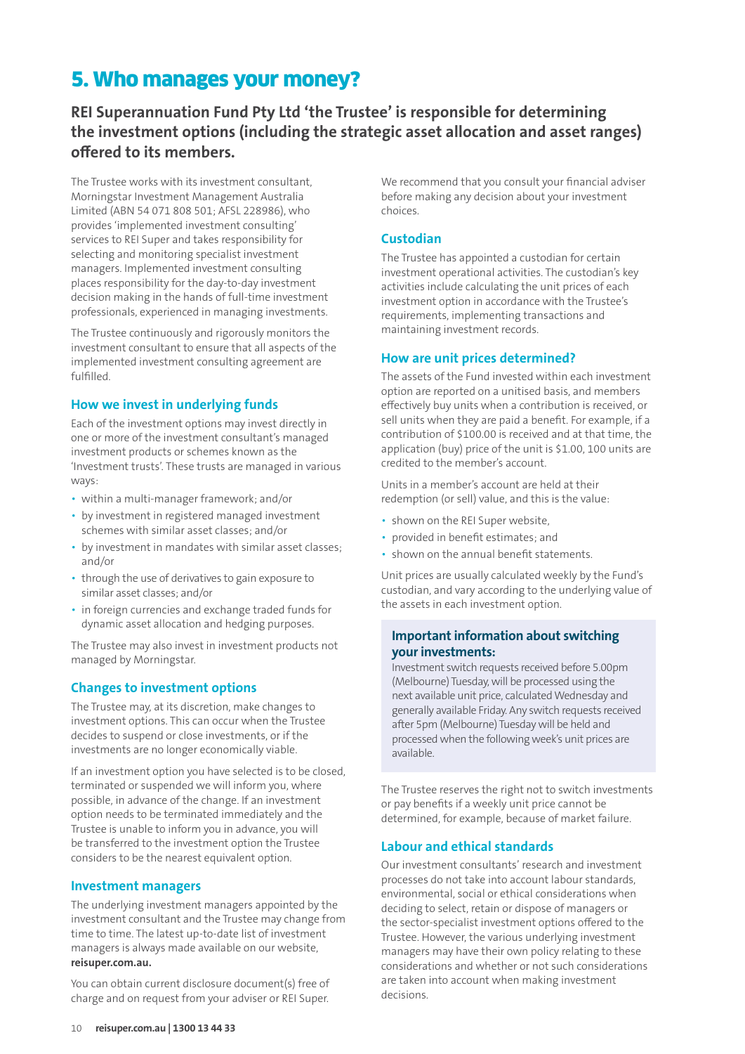# 5. Who manages your money?

## REI Superannuation Fund Pty Ltd 'the Trustee' is responsible for determining the investment options (including the strategic asset allocation and asset ranges) offered to its members.

The Trustee works with its investment consultant, Morningstar Investment Management Australia Limited (ABN 54 071 808 501; AFSL 228986), who provides 'implemented investment consulting' services to REI Super and takes responsibility for selecting and monitoring specialist investment managers. Implemented investment consulting places responsibility for the day-to-day investment decision making in the hands of full-time investment professionals, experienced in managing investments.

The Trustee continuously and rigorously monitors the investment consultant to ensure that all aspects of the implemented investment consulting agreement are fulfilled.

### How we invest in underlying funds

Each of the investment options may invest directly in one or more of the investment consultant's managed investment products or schemes known as the 'Investment trusts'. These trusts are managed in various ways:

- within a multi-manager framework; and/or
- by investment in registered managed investment schemes with similar asset classes; and/or
- by investment in mandates with similar asset classes; and/or
- through the use of derivatives to gain exposure to similar asset classes; and/or
- in foreign currencies and exchange traded funds for dynamic asset allocation and hedging purposes.

The Trustee may also invest in investment products not managed by Morningstar.

### Changes to investment options

The Trustee may, at its discretion, make changes to investment options. This can occur when the Trustee decides to suspend or close investments, or if the investments are no longer economically viable.

If an investment option you have selected is to be closed, terminated or suspended we will inform you, where possible, in advance of the change. If an investment option needs to be terminated immediately and the Trustee is unable to inform you in advance, you will be transferred to the investment option the Trustee considers to be the nearest equivalent option.

### Investment managers

The underlying investment managers appointed by the investment consultant and the Trustee may change from time to time. The latest up-to-date list of investment managers is always made available on our website, **reisuper.com.au.**

You can obtain current disclosure document(s) free of charge and on request from your adviser or REI Super.

We recommend that you consult your financial adviser before making any decision about your investment choices.

### Custodian

The Trustee has appointed a custodian for certain investment operational activities. The custodian's key activities include calculating the unit prices of each investment option in accordance with the Trustee's requirements, implementing transactions and maintaining investment records.

### How are unit prices determined?

The assets of the Fund invested within each investment option are reported on a unitised basis, and members effectively buy units when a contribution is received, or sell units when they are paid a benefit. For example, if a contribution of $100.00 is received and at that time, the application (buy) price of the unit is $1.00, 100 units are credited to the member's account.

Units in a member's account are held at their redemption (or sell) value, and this is the value:

- shown on the REI Super website,
- provided in benefit estimates; and
- shown on the annual benefit statements.

Unit prices are usually calculated weekly by the Fund's custodian, and vary according to the underlying value of the assets in each investment option.

**Important information about switching your investments:**

Investment switch requests received before 5.00pm (Melbourne) Tuesday, will be processed using the next available unit price, calculated Wednesday and generally available Friday. Any switch requests received after 5pm (Melbourne) Tuesday will be held and processed when the following week's unit prices are available.

The Trustee reserves the right not to switch investments or pay benefits if a weekly unit price cannot be determined, for example, because of market failure.

### Labour and ethical standards

Our investment consultants' research and investment processes do not take into account labour standards, environmental, social or ethical considerations when deciding to select, retain or dispose of managers or the sector-specialist investment options offered to the Trustee. However, the various underlying investment managers may have their own policy relating to these considerations and whether or not such considerations are taken into account when making investment decisions.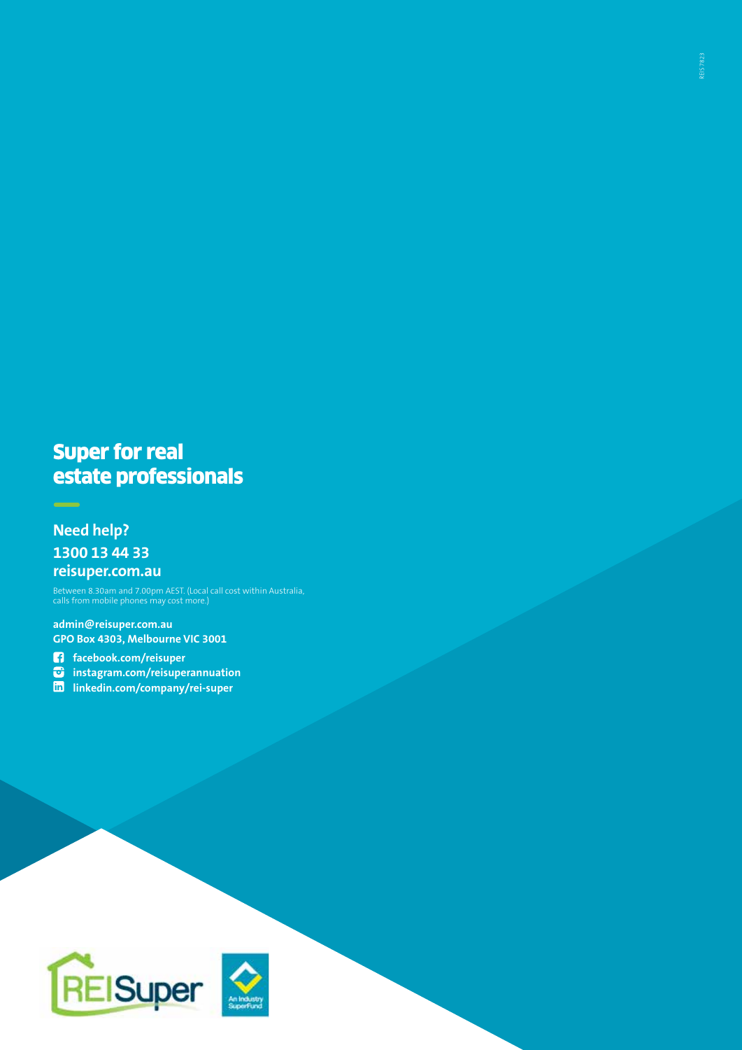# Super for real estate professionals

**Need help?**

**1300 13 44 33**

**reisuper.com.au**

Between 8.30am and 7.00pm AEST. (Local call cost within Australia, calls from mobile phones may cost more.)

**admin@reisuper.com.au**
**GPO Box 4303, Melbourne VIC 3001**

- **facebook.com/reisuper**
- **instagram.com/reisuperannuation**
- **linkedin.com/company/rei-super**

REISuper

An Industry SuperFund